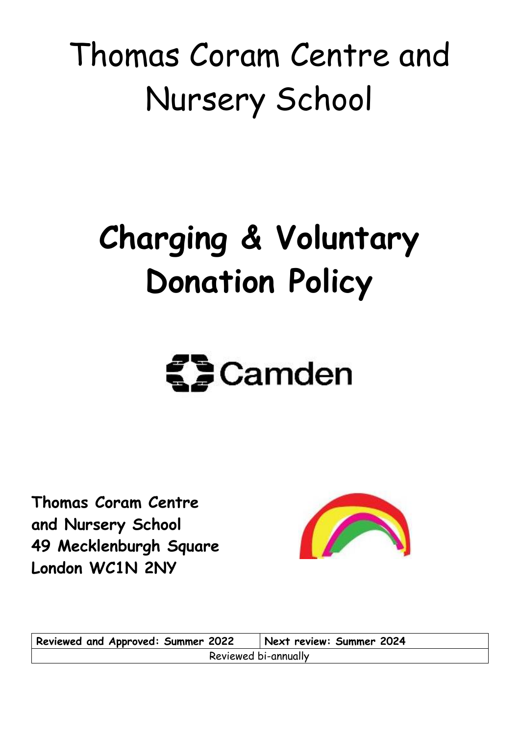# Thomas Coram Centre and Nursery School

# Charging & Voluntary Donation Policy

Camden

**Thomas Coram Centre and Nursery School**
**49 Mecklenburgh Square**
**London WC1N 2NY**

| **Reviewed and Approved: Summer 2022** | **Next review: Summer 2024** |
|---|---|
| Reviewed bi-annually | |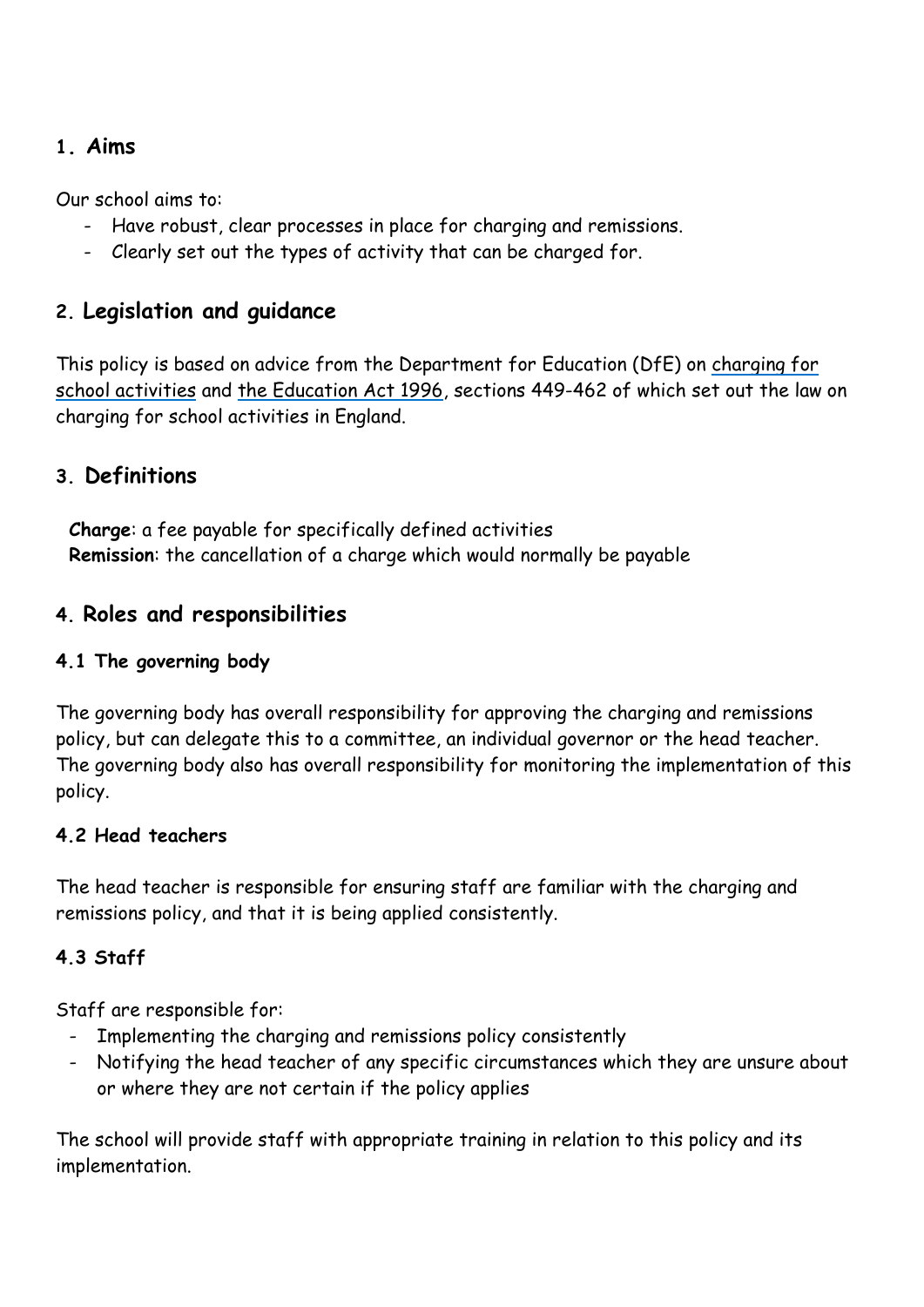## 1. Aims

Our school aims to:

- Have robust, clear processes in place for charging and remissions.
- Clearly set out the types of activity that can be charged for.

## 2. Legislation and guidance

This policy is based on advice from the Department for Education (DfE) on charging for school activities and the Education Act 1996, sections 449-462 of which set out the law on charging for school activities in England.

## 3. Definitions

**Charge**: a fee payable for specifically defined activities
**Remission**: the cancellation of a charge which would normally be payable

## 4. Roles and responsibilities

### 4.1 The governing body

The governing body has overall responsibility for approving the charging and remissions policy, but can delegate this to a committee, an individual governor or the head teacher. The governing body also has overall responsibility for monitoring the implementation of this policy.

### 4.2 Head teachers

The head teacher is responsible for ensuring staff are familiar with the charging and remissions policy, and that it is being applied consistently.

### 4.3 Staff

Staff are responsible for:

- Implementing the charging and remissions policy consistently
- Notifying the head teacher of any specific circumstances which they are unsure about or where they are not certain if the policy applies

The school will provide staff with appropriate training in relation to this policy and its implementation.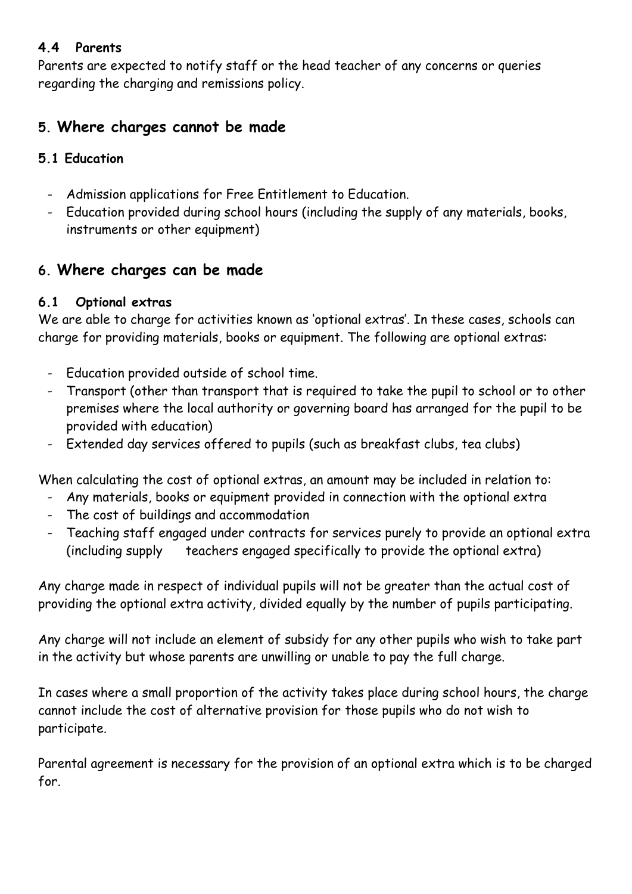### 4.4 Parents

Parents are expected to notify staff or the head teacher of any concerns or queries regarding the charging and remissions policy.

## 5. Where charges cannot be made

### 5.1 Education

- Admission applications for Free Entitlement to Education.
- Education provided during school hours (including the supply of any materials, books, instruments or other equipment)

## 6. Where charges can be made

### 6.1 Optional extras

We are able to charge for activities known as 'optional extras'. In these cases, schools can charge for providing materials, books or equipment. The following are optional extras:

- Education provided outside of school time.
- Transport (other than transport that is required to take the pupil to school or to other premises where the local authority or governing board has arranged for the pupil to be provided with education)
- Extended day services offered to pupils (such as breakfast clubs, tea clubs)

When calculating the cost of optional extras, an amount may be included in relation to:

- Any materials, books or equipment provided in connection with the optional extra
- The cost of buildings and accommodation
- Teaching staff engaged under contracts for services purely to provide an optional extra (including supply teachers engaged specifically to provide the optional extra)

Any charge made in respect of individual pupils will not be greater than the actual cost of providing the optional extra activity, divided equally by the number of pupils participating.

Any charge will not include an element of subsidy for any other pupils who wish to take part in the activity but whose parents are unwilling or unable to pay the full charge.

In cases where a small proportion of the activity takes place during school hours, the charge cannot include the cost of alternative provision for those pupils who do not wish to participate.

Parental agreement is necessary for the provision of an optional extra which is to be charged for.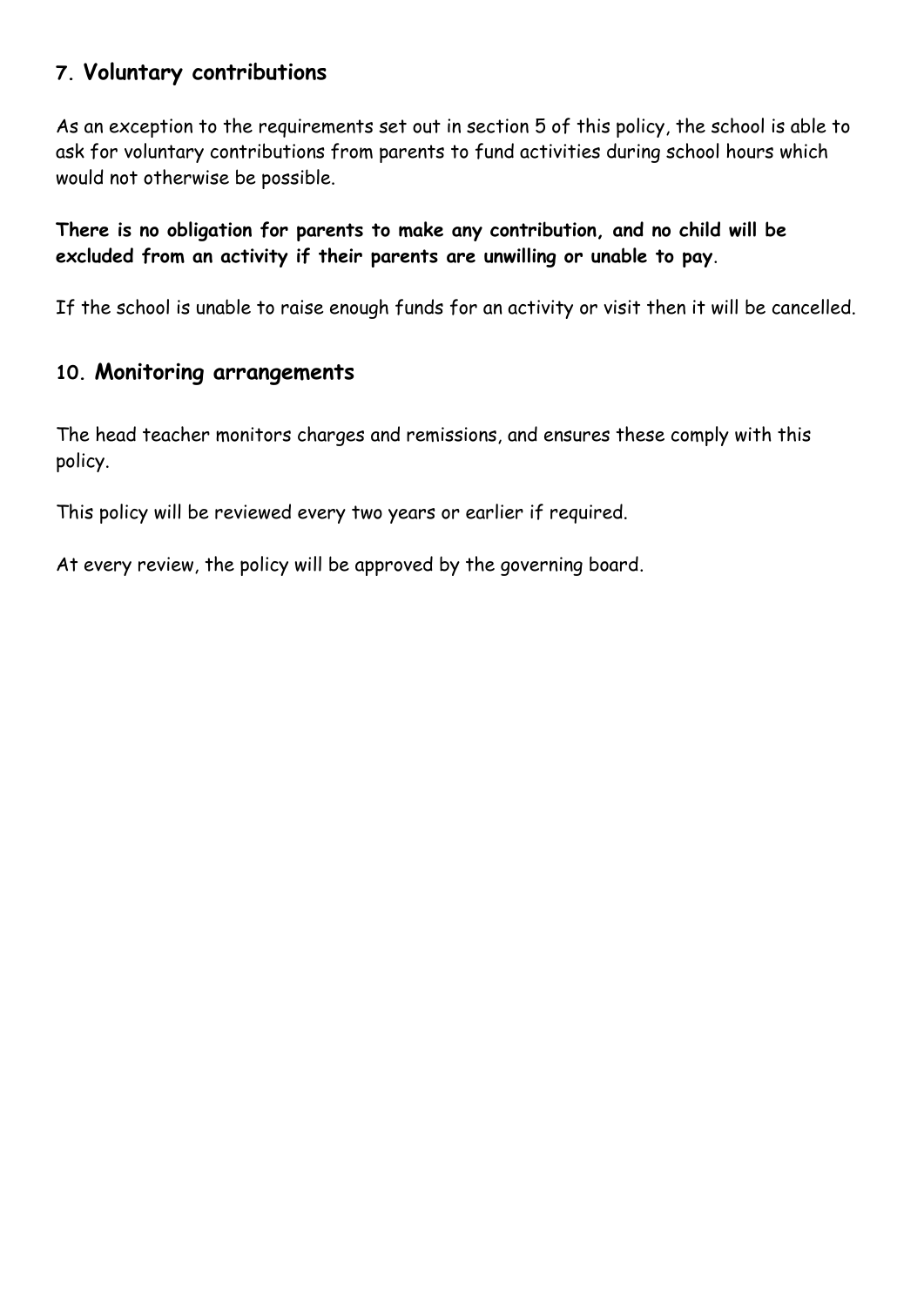## 7. Voluntary contributions

As an exception to the requirements set out in section 5 of this policy, the school is able to ask for voluntary contributions from parents to fund activities during school hours which would not otherwise be possible.

**There is no obligation for parents to make any contribution, and no child will be excluded from an activity if their parents are unwilling or unable to pay**.

If the school is unable to raise enough funds for an activity or visit then it will be cancelled.

## 10. Monitoring arrangements

The head teacher monitors charges and remissions, and ensures these comply with this policy.

This policy will be reviewed every two years or earlier if required.

At every review, the policy will be approved by the governing board.